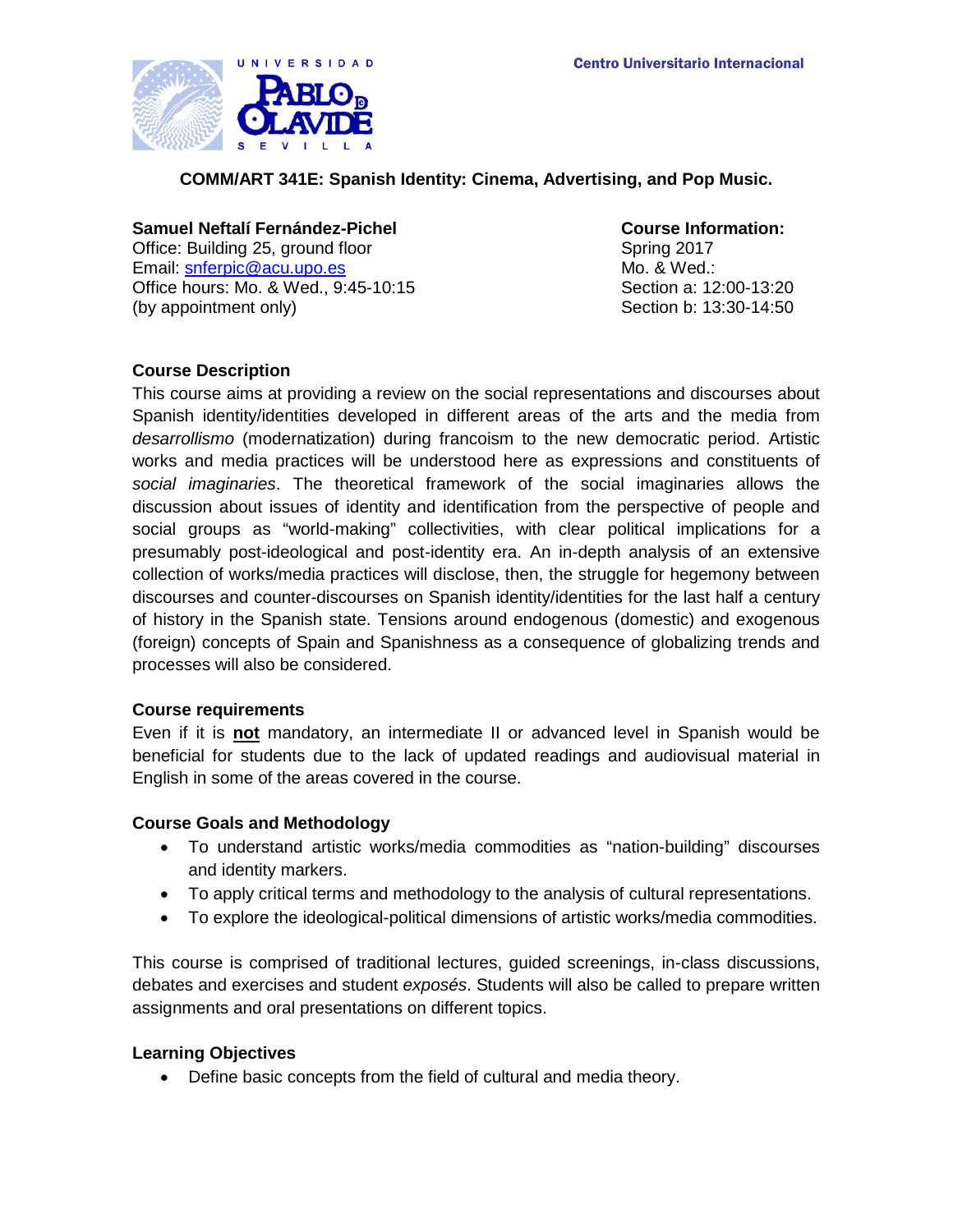Centro Universitario Internacional

**COMM/ART 341E: Spanish Identity: Cinema, Advertising, and Pop Music.**

**Samuel Neftalí Fernández-Pichel**
Office: Building 25, ground floor
Email: snferpic@acu.upo.es
Office hours: Mo. & Wed., 9:45-10:15
(by appointment only)

**Course Information:**
Spring 2017
Mo. & Wed.:
Section a: 12:00-13:20
Section b: 13:30-14:50

### Course Description

This course aims at providing a review on the social representations and discourses about Spanish identity/identities developed in different areas of the arts and the media from *desarrollismo* (modernatization) during francoism to the new democratic period. Artistic works and media practices will be understood here as expressions and constituents of *social imaginaries*. The theoretical framework of the social imaginaries allows the discussion about issues of identity and identification from the perspective of people and social groups as "world-making" collectivities, with clear political implications for a presumably post-ideological and post-identity era. An in-depth analysis of an extensive collection of works/media practices will disclose, then, the struggle for hegemony between discourses and counter-discourses on Spanish identity/identities for the last half a century of history in the Spanish state. Tensions around endogenous (domestic) and exogenous (foreign) concepts of Spain and Spanishness as a consequence of globalizing trends and processes will also be considered.

### Course requirements

Even if it is **not** mandatory, an intermediate II or advanced level in Spanish would be beneficial for students due to the lack of updated readings and audiovisual material in English in some of the areas covered in the course.

### Course Goals and Methodology

- To understand artistic works/media commodities as "nation-building" discourses and identity markers.
- To apply critical terms and methodology to the analysis of cultural representations.
- To explore the ideological-political dimensions of artistic works/media commodities.

This course is comprised of traditional lectures, guided screenings, in-class discussions, debates and exercises and student *exposés*. Students will also be called to prepare written assignments and oral presentations on different topics.

### Learning Objectives

- Define basic concepts from the field of cultural and media theory.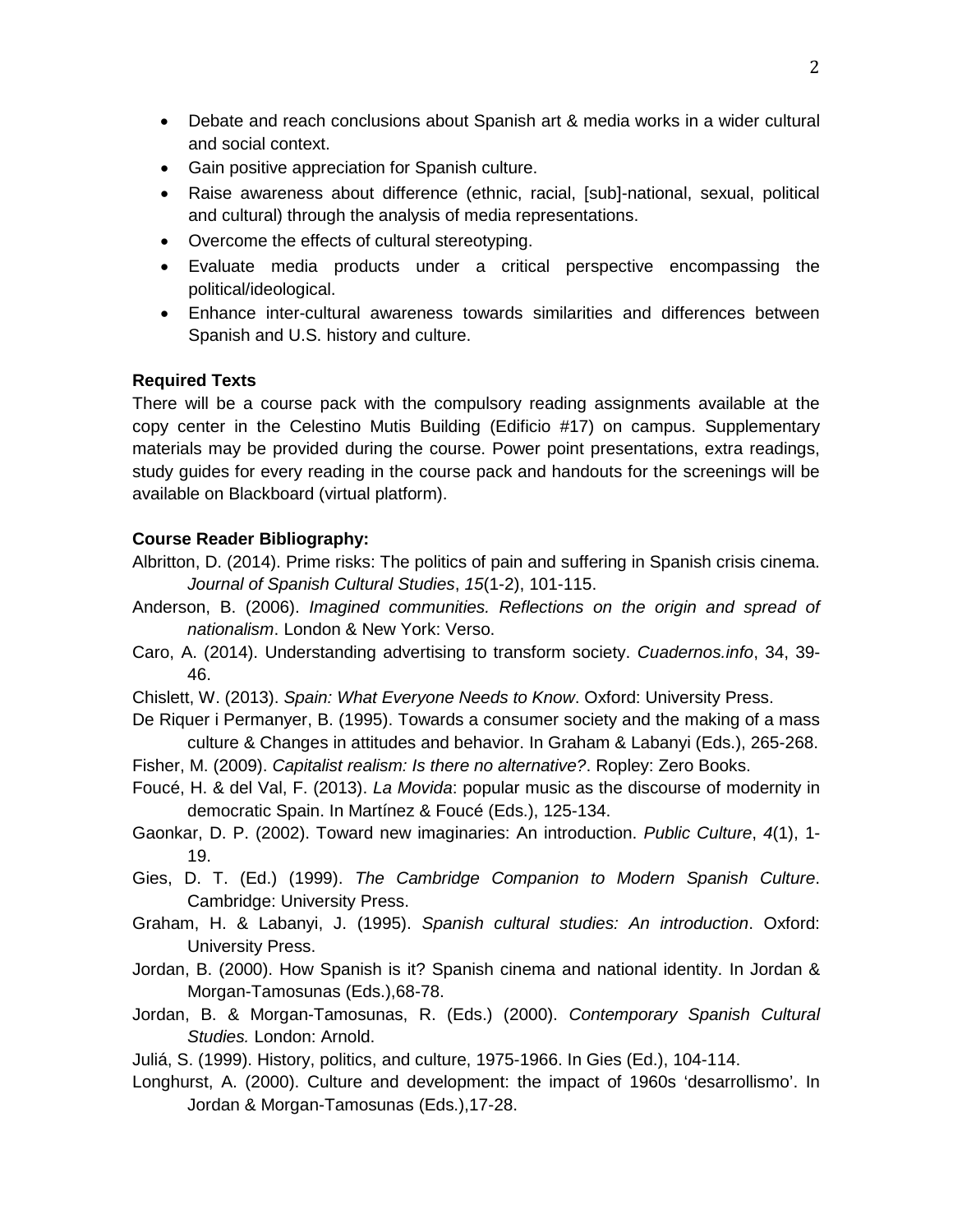- Debate and reach conclusions about Spanish art & media works in a wider cultural and social context.
- Gain positive appreciation for Spanish culture.
- Raise awareness about difference (ethnic, racial, [sub]-national, sexual, political and cultural) through the analysis of media representations.
- Overcome the effects of cultural stereotyping.
- Evaluate media products under a critical perspective encompassing the political/ideological.
- Enhance inter-cultural awareness towards similarities and differences between Spanish and U.S. history and culture.

**Required Texts**

There will be a course pack with the compulsory reading assignments available at the copy center in the Celestino Mutis Building (Edificio #17) on campus. Supplementary materials may be provided during the course. Power point presentations, extra readings, study guides for every reading in the course pack and handouts for the screenings will be available on Blackboard (virtual platform).

**Course Reader Bibliography:**

Albritton, D. (2014). Prime risks: The politics of pain and suffering in Spanish crisis cinema. *Journal of Spanish Cultural Studies*, *15*(1-2), 101-115.

Anderson, B. (2006). *Imagined communities. Reflections on the origin and spread of nationalism*. London & New York: Verso.

Caro, A. (2014). Understanding advertising to transform society. *Cuadernos.info*, 34, 39-46.

Chislett, W. (2013). *Spain: What Everyone Needs to Know*. Oxford: University Press.

De Riquer i Permanyer, B. (1995). Towards a consumer society and the making of a mass culture & Changes in attitudes and behavior. In Graham & Labanyi (Eds.), 265-268.

Fisher, M. (2009). *Capitalist realism: Is there no alternative?*. Ropley: Zero Books.

Foucé, H. & del Val, F. (2013). *La Movida*: popular music as the discourse of modernity in democratic Spain. In Martínez & Foucé (Eds.), 125-134.

Gaonkar, D. P. (2002). Toward new imaginaries: An introduction. *Public Culture*, *4*(1), 1-19.

Gies, D. T. (Ed.) (1999). *The Cambridge Companion to Modern Spanish Culture*. Cambridge: University Press.

Graham, H. & Labanyi, J. (1995). *Spanish cultural studies: An introduction*. Oxford: University Press.

Jordan, B. (2000). How Spanish is it? Spanish cinema and national identity. In Jordan & Morgan-Tamosunas (Eds.),68-78.

Jordan, B. & Morgan-Tamosunas, R. (Eds.) (2000). *Contemporary Spanish Cultural Studies.* London: Arnold.

Juliá, S. (1999). History, politics, and culture, 1975-1966. In Gies (Ed.), 104-114.

Longhurst, A. (2000). Culture and development: the impact of 1960s 'desarrollismo'. In Jordan & Morgan-Tamosunas (Eds.),17-28.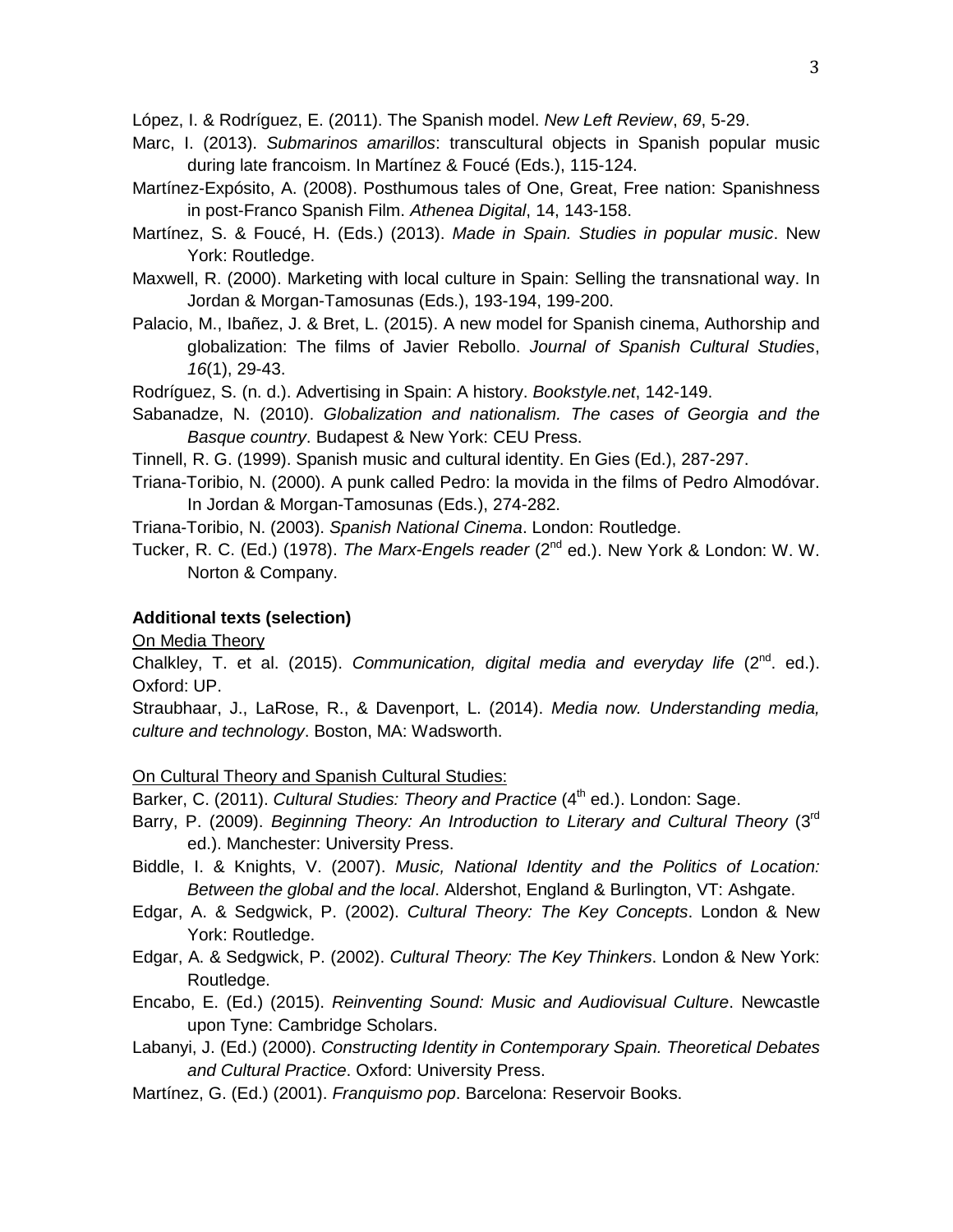López, I. & Rodríguez, E. (2011). The Spanish model. *New Left Review*, *69*, 5-29.

Marc, I. (2013). *Submarinos amarillos*: transcultural objects in Spanish popular music during late francoism. In Martínez & Foucé (Eds.), 115-124.

Martínez-Expósito, A. (2008). Posthumous tales of One, Great, Free nation: Spanishness in post-Franco Spanish Film. *Athenea Digital*, 14, 143-158.

Martínez, S. & Foucé, H. (Eds.) (2013). *Made in Spain. Studies in popular music*. New York: Routledge.

Maxwell, R. (2000). Marketing with local culture in Spain: Selling the transnational way. In Jordan & Morgan-Tamosunas (Eds.), 193-194, 199-200.

Palacio, M., Ibañez, J. & Bret, L. (2015). A new model for Spanish cinema, Authorship and globalization: The films of Javier Rebollo. *Journal of Spanish Cultural Studies*, *16*(1), 29-43.

Rodríguez, S. (n. d.). Advertising in Spain: A history. *Bookstyle.net*, 142-149.

Sabanadze, N. (2010). *Globalization and nationalism. The cases of Georgia and the Basque country*. Budapest & New York: CEU Press.

Tinnell, R. G. (1999). Spanish music and cultural identity. En Gies (Ed.), 287-297.

Triana-Toribio, N. (2000). A punk called Pedro: la movida in the films of Pedro Almodóvar. In Jordan & Morgan-Tamosunas (Eds.), 274-282.

Triana-Toribio, N. (2003). *Spanish National Cinema*. London: Routledge.

Tucker, R. C. (Ed.) (1978). *The Marx-Engels reader* (2nd ed.). New York & London: W. W. Norton & Company.

**Additional texts (selection)**

On Media Theory

Chalkley, T. et al. (2015). *Communication, digital media and everyday life* (2nd. ed.). Oxford: UP.

Straubhaar, J., LaRose, R., & Davenport, L. (2014). *Media now. Understanding media, culture and technology*. Boston, MA: Wadsworth.

On Cultural Theory and Spanish Cultural Studies:

Barker, C. (2011). *Cultural Studies: Theory and Practice* (4th ed.). London: Sage.

Barry, P. (2009). *Beginning Theory: An Introduction to Literary and Cultural Theory* (3rd ed.). Manchester: University Press.

Biddle, I. & Knights, V. (2007). *Music, National Identity and the Politics of Location: Between the global and the local*. Aldershot, England & Burlington, VT: Ashgate.

Edgar, A. & Sedgwick, P. (2002). *Cultural Theory: The Key Concepts*. London & New York: Routledge.

Edgar, A. & Sedgwick, P. (2002). *Cultural Theory: The Key Thinkers*. London & New York: Routledge.

Encabo, E. (Ed.) (2015). *Reinventing Sound: Music and Audiovisual Culture*. Newcastle upon Tyne: Cambridge Scholars.

Labanyi, J. (Ed.) (2000). *Constructing Identity in Contemporary Spain. Theoretical Debates and Cultural Practice*. Oxford: University Press.

Martínez, G. (Ed.) (2001). *Franquismo pop*. Barcelona: Reservoir Books.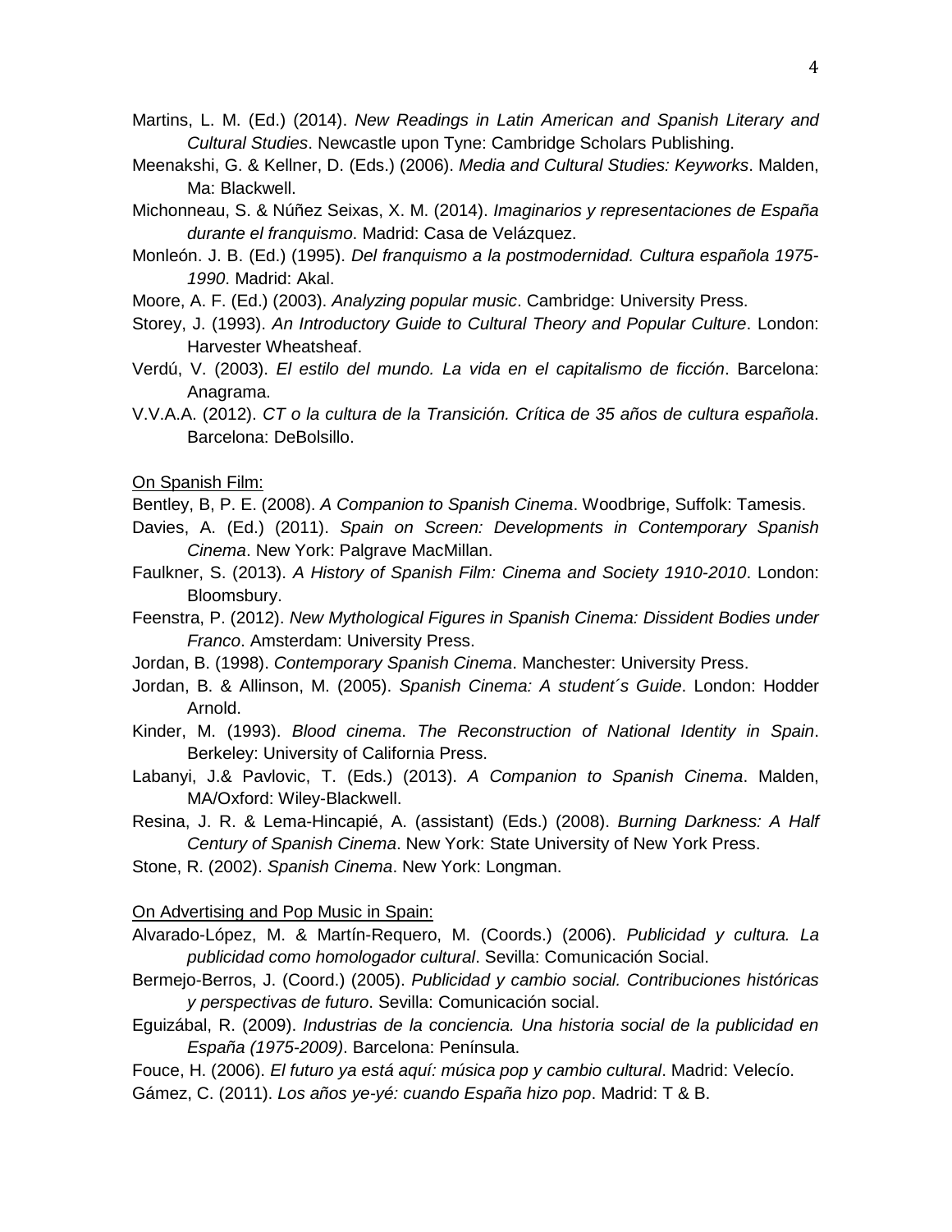Martins, L. M. (Ed.) (2014). *New Readings in Latin American and Spanish Literary and Cultural Studies*. Newcastle upon Tyne: Cambridge Scholars Publishing.

Meenakshi, G. & Kellner, D. (Eds.) (2006). *Media and Cultural Studies: Keyworks*. Malden, Ma: Blackwell.

Michonneau, S. & Núñez Seixas, X. M. (2014). *Imaginarios y representaciones de España durante el franquismo*. Madrid: Casa de Velázquez.

Monleón. J. B. (Ed.) (1995). *Del franquismo a la postmodernidad. Cultura española 1975-1990*. Madrid: Akal.

Moore, A. F. (Ed.) (2003). *Analyzing popular music*. Cambridge: University Press.

Storey, J. (1993). *An Introductory Guide to Cultural Theory and Popular Culture*. London: Harvester Wheatsheaf.

Verdú, V. (2003). *El estilo del mundo. La vida en el capitalismo de ficción*. Barcelona: Anagrama.

V.V.A.A. (2012). *CT o la cultura de la Transición. Crítica de 35 años de cultura española*. Barcelona: DeBolsillo.

<u>On Spanish Film:</u>

Bentley, B, P. E. (2008). *A Companion to Spanish Cinema*. Woodbrige, Suffolk: Tamesis.

Davies, A. (Ed.) (2011). *Spain on Screen: Developments in Contemporary Spanish Cinema*. New York: Palgrave MacMillan.

Faulkner, S. (2013). *A History of Spanish Film: Cinema and Society 1910-2010*. London: Bloomsbury.

Feenstra, P. (2012). *New Mythological Figures in Spanish Cinema: Dissident Bodies under Franco*. Amsterdam: University Press.

Jordan, B. (1998). *Contemporary Spanish Cinema*. Manchester: University Press.

Jordan, B. & Allinson, M. (2005). *Spanish Cinema: A student´s Guide*. London: Hodder Arnold.

Kinder, M. (1993). *Blood cinema*. *The Reconstruction of National Identity in Spain*. Berkeley: University of California Press.

Labanyi, J.& Pavlovic, T. (Eds.) (2013). *A Companion to Spanish Cinema*. Malden, MA/Oxford: Wiley-Blackwell.

Resina, J. R. & Lema-Hincapié, A. (assistant) (Eds.) (2008). *Burning Darkness: A Half Century of Spanish Cinema*. New York: State University of New York Press.

Stone, R. (2002). *Spanish Cinema*. New York: Longman.

<u>On Advertising and Pop Music in Spain:</u>

Alvarado-López, M. & Martín-Requero, M. (Coords.) (2006). *Publicidad y cultura. La publicidad como homologador cultural*. Sevilla: Comunicación Social.

Bermejo-Berros, J. (Coord.) (2005). *Publicidad y cambio social. Contribuciones históricas y perspectivas de futuro*. Sevilla: Comunicación social.

Eguizábal, R. (2009). *Industrias de la conciencia. Una historia social de la publicidad en España (1975-2009)*. Barcelona: Península.

Fouce, H. (2006). *El futuro ya está aquí: música pop y cambio cultural*. Madrid: Velecío.

Gámez, C. (2011). *Los años ye-yé: cuando España hizo pop*. Madrid: T & B.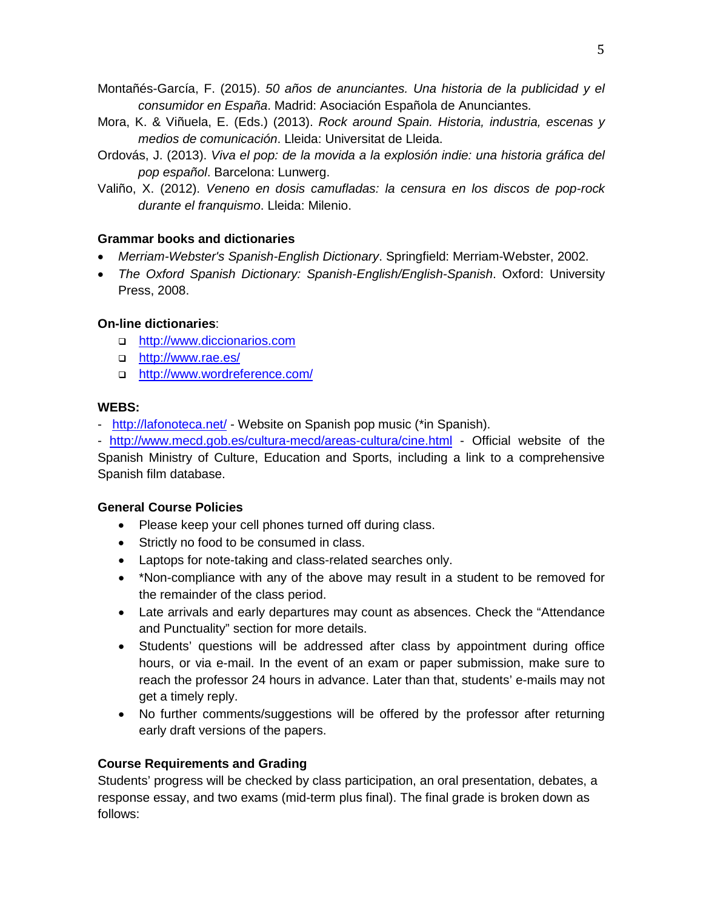Montañés-García, F. (2015). *50 años de anunciantes. Una historia de la publicidad y el consumidor en España*. Madrid: Asociación Española de Anunciantes.

Mora, K. & Viñuela, E. (Eds.) (2013). *Rock around Spain. Historia, industria, escenas y medios de comunicación*. Lleida: Universitat de Lleida.

Ordovás, J. (2013). *Viva el pop: de la movida a la explosión indie: una historia gráfica del pop español*. Barcelona: Lunwerg.

Valiño, X. (2012). *Veneno en dosis camufladas: la censura en los discos de pop-rock durante el franquismo*. Lleida: Milenio.

**Grammar books and dictionaries**

- *Merriam-Webster's Spanish-English Dictionary*. Springfield: Merriam-Webster, 2002.
- *The Oxford Spanish Dictionary: Spanish-English/English-Spanish*. Oxford: University Press, 2008.

**On-line dictionaries**:

- http://www.diccionarios.com
- http://www.rae.es/
- http://www.wordreference.com/

**WEBS:**

- http://lafonoteca.net/ - Website on Spanish pop music (*in Spanish).
- http://www.mecd.gob.es/cultura-mecd/areas-cultura/cine.html - Official website of the Spanish Ministry of Culture, Education and Sports, including a link to a comprehensive Spanish film database.

**General Course Policies**

- Please keep your cell phones turned off during class.
- Strictly no food to be consumed in class.
- Laptops for note-taking and class-related searches only.
- *Non-compliance with any of the above may result in a student to be removed for the remainder of the class period.
- Late arrivals and early departures may count as absences. Check the "Attendance and Punctuality" section for more details.
- Students' questions will be addressed after class by appointment during office hours, or via e-mail. In the event of an exam or paper submission, make sure to reach the professor 24 hours in advance. Later than that, students' e-mails may not get a timely reply.
- No further comments/suggestions will be offered by the professor after returning early draft versions of the papers.

**Course Requirements and Grading**

Students' progress will be checked by class participation, an oral presentation, debates, a response essay, and two exams (mid-term plus final). The final grade is broken down as follows: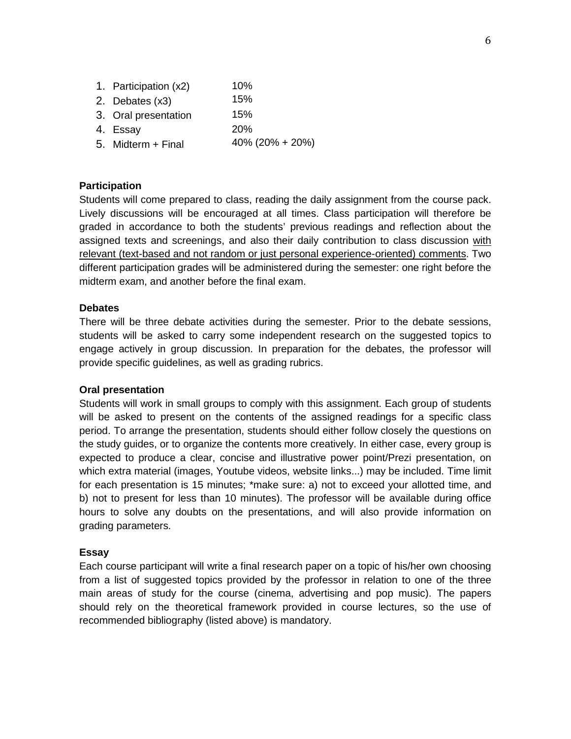1. Participation (x2) 10%
2. Debates (x3) 15%
3. Oral presentation 15%
4. Essay 20%
5. Midterm + Final 40% (20% + 20%)

**Participation**

Students will come prepared to class, reading the daily assignment from the course pack. Lively discussions will be encouraged at all times. Class participation will therefore be graded in accordance to both the students' previous readings and reflection about the assigned texts and screenings, and also their daily contribution to class discussion <u>with relevant (text-based and not random or just personal experience-oriented) comments</u>. Two different participation grades will be administered during the semester: one right before the midterm exam, and another before the final exam.

**Debates**

There will be three debate activities during the semester. Prior to the debate sessions, students will be asked to carry some independent research on the suggested topics to engage actively in group discussion. In preparation for the debates, the professor will provide specific guidelines, as well as grading rubrics.

**Oral presentation**

Students will work in small groups to comply with this assignment. Each group of students will be asked to present on the contents of the assigned readings for a specific class period. To arrange the presentation, students should either follow closely the questions on the study guides, or to organize the contents more creatively. In either case, every group is expected to produce a clear, concise and illustrative power point/Prezi presentation, on which extra material (images, Youtube videos, website links...) may be included. Time limit for each presentation is 15 minutes; *make sure: a) not to exceed your allotted time, and b) not to present for less than 10 minutes). The professor will be available during office hours to solve any doubts on the presentations, and will also provide information on grading parameters.

**Essay**

Each course participant will write a final research paper on a topic of his/her own choosing from a list of suggested topics provided by the professor in relation to one of the three main areas of study for the course (cinema, advertising and pop music). The papers should rely on the theoretical framework provided in course lectures, so the use of recommended bibliography (listed above) is mandatory.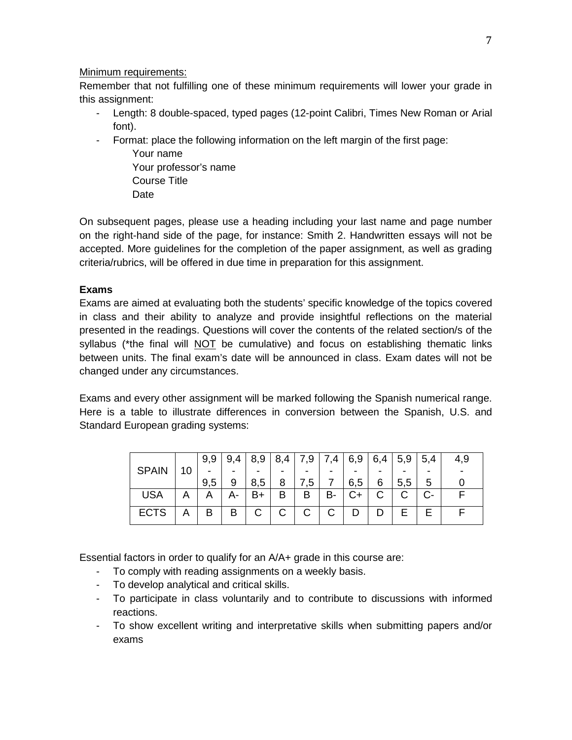Minimum requirements:

Remember that not fulfilling one of these minimum requirements will lower your grade in this assignment:

- Length: 8 double-spaced, typed pages (12-point Calibri, Times New Roman or Arial font).
- Format: place the following information on the left margin of the first page:

  Your name
  Your professor's name
  Course Title
  Date

On subsequent pages, please use a heading including your last name and page number on the right-hand side of the page, for instance: Smith 2. Handwritten essays will not be accepted. More guidelines for the completion of the paper assignment, as well as grading criteria/rubrics, will be offered in due time in preparation for this assignment.

**Exams**

Exams are aimed at evaluating both the students' specific knowledge of the topics covered in class and their ability to analyze and provide insightful reflections on the material presented in the readings. Questions will cover the contents of the related section/s of the syllabus (*the final will NOT be cumulative) and focus on establishing thematic links between units. The final exam's date will be announced in class. Exam dates will not be changed under any circumstances.

Exams and every other assignment will be marked following the Spanish numerical range. Here is a table to illustrate differences in conversion between the Spanish, U.S. and Standard European grading systems:

| SPAIN | 10 | 9,9 - 9,5 | 9,4 - 9 | 8,9 - 8,5 | 8,4 - 8 | 7,9 - 7,5 | 7,4 - 7 | 6,9 - 6,5 | 6,4 - 6 | 5,9 - 5,5 | 5,4 - 5 | 4,9 - 0 |
|---|---|---|---|---|---|---|---|---|---|---|---|---|
| USA | A | A | A- | B+ | B | B | B- | C+ | C | C | C- | F |
| ECTS | A | B | B | C | C | C | C | D | D | E | E | F |

Essential factors in order to qualify for an A/A+ grade in this course are:

- To comply with reading assignments on a weekly basis.
- To develop analytical and critical skills.
- To participate in class voluntarily and to contribute to discussions with informed reactions.
- To show excellent writing and interpretative skills when submitting papers and/or exams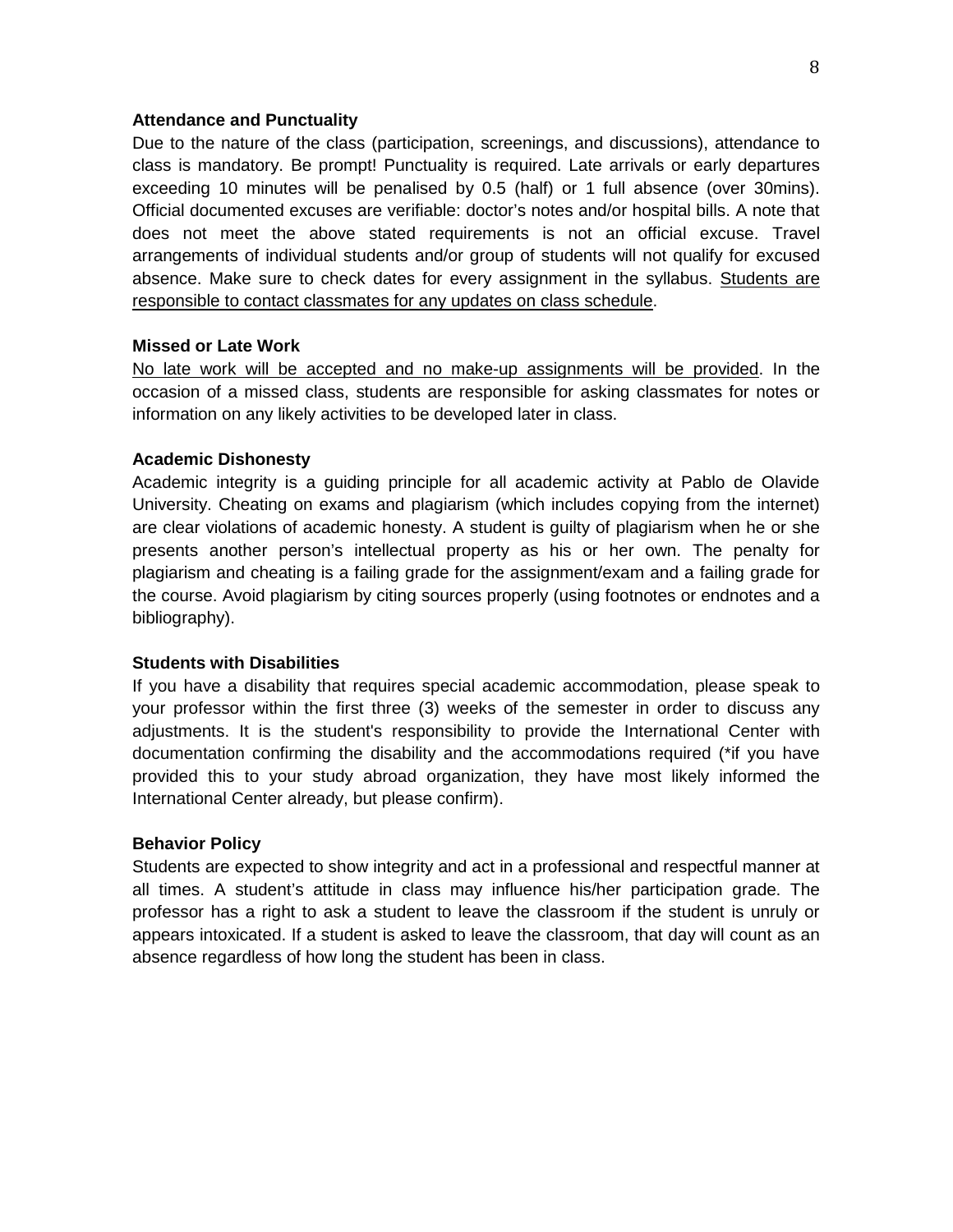**Attendance and Punctuality**

Due to the nature of the class (participation, screenings, and discussions), attendance to class is mandatory. Be prompt! Punctuality is required. Late arrivals or early departures exceeding 10 minutes will be penalised by 0.5 (half) or 1 full absence (over 30mins). Official documented excuses are verifiable: doctor's notes and/or hospital bills. A note that does not meet the above stated requirements is not an official excuse. Travel arrangements of individual students and/or group of students will not qualify for excused absence. Make sure to check dates for every assignment in the syllabus. <u>Students are responsible to contact classmates for any updates on class schedule</u>.

**Missed or Late Work**

<u>No late work will be accepted and no make-up assignments will be provided</u>. In the occasion of a missed class, students are responsible for asking classmates for notes or information on any likely activities to be developed later in class.

**Academic Dishonesty**

Academic integrity is a guiding principle for all academic activity at Pablo de Olavide University. Cheating on exams and plagiarism (which includes copying from the internet) are clear violations of academic honesty. A student is guilty of plagiarism when he or she presents another person's intellectual property as his or her own. The penalty for plagiarism and cheating is a failing grade for the assignment/exam and a failing grade for the course. Avoid plagiarism by citing sources properly (using footnotes or endnotes and a bibliography).

**Students with Disabilities**

If you have a disability that requires special academic accommodation, please speak to your professor within the first three (3) weeks of the semester in order to discuss any adjustments. It is the student's responsibility to provide the International Center with documentation confirming the disability and the accommodations required (*if you have provided this to your study abroad organization, they have most likely informed the International Center already, but please confirm).

**Behavior Policy**

Students are expected to show integrity and act in a professional and respectful manner at all times. A student's attitude in class may influence his/her participation grade. The professor has a right to ask a student to leave the classroom if the student is unruly or appears intoxicated. If a student is asked to leave the classroom, that day will count as an absence regardless of how long the student has been in class.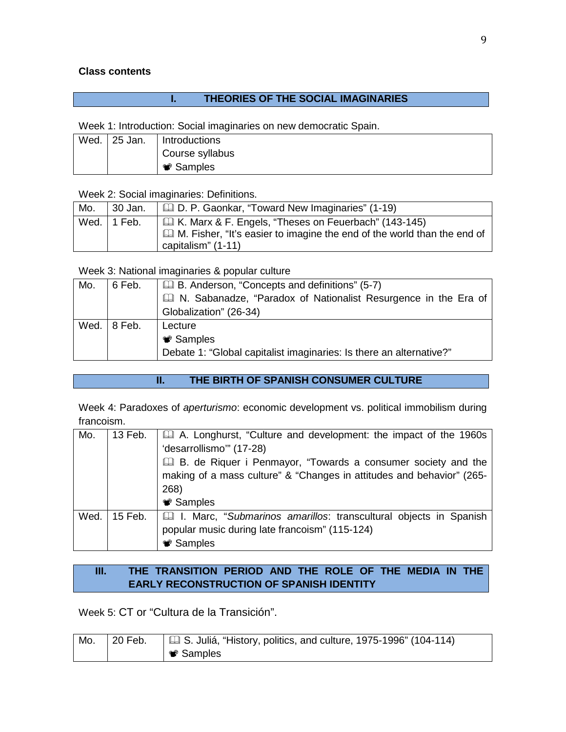**Class contents**

## I. THEORIES OF THE SOCIAL IMAGINARIES

Week 1: Introduction: Social imaginaries on new democratic Spain.

| Wed. | 25 Jan. | Introductions<br>Course syllabus<br>Samples |
|---|---|---|

Week 2: Social imaginaries: Definitions.

| Mo. | 30 Jan. | D. P. Gaonkar, "Toward New Imaginaries" (1-19) |
|---|---|---|
| Wed. | 1 Feb. | K. Marx & F. Engels, "Theses on Feuerbach" (143-145)<br>M. Fisher, "It's easier to imagine the end of the world than the end of capitalism" (1-11) |

Week 3: National imaginaries & popular culture

| Mo. | 6 Feb. | B. Anderson, "Concepts and definitions" (5-7)<br>N. Sabanadze, "Paradox of Nationalist Resurgence in the Era of Globalization" (26-34) |
|---|---|---|
| Wed. | 8 Feb. | Lecture<br>Samples<br>Debate 1: "Global capitalist imaginaries: Is there an alternative?" |

## II. THE BIRTH OF SPANISH CONSUMER CULTURE

Week 4: Paradoxes of *aperturismo*: economic development vs. political immobilism during francoism.

| Mo. | 13 Feb. | A. Longhurst, "Culture and development: the impact of the 1960s 'desarrollismo'" (17-28)<br>B. de Riquer i Penmayor, "Towards a consumer society and the making of a mass culture" & "Changes in attitudes and behavior" (265-268)<br>Samples |
|---|---|---|
| Wed. | 15 Feb. | I. Marc, "*Submarinos amarillos*: transcultural objects in Spanish popular music during late francoism" (115-124)<br>Samples |

## III. THE TRANSITION PERIOD AND THE ROLE OF THE MEDIA IN THE EARLY RECONSTRUCTION OF SPANISH IDENTITY

Week 5: CT or "Cultura de la Transición".

| Mo. | 20 Feb. | S. Juliá, "History, politics, and culture, 1975-1996" (104-114)<br>Samples |
|---|---|---|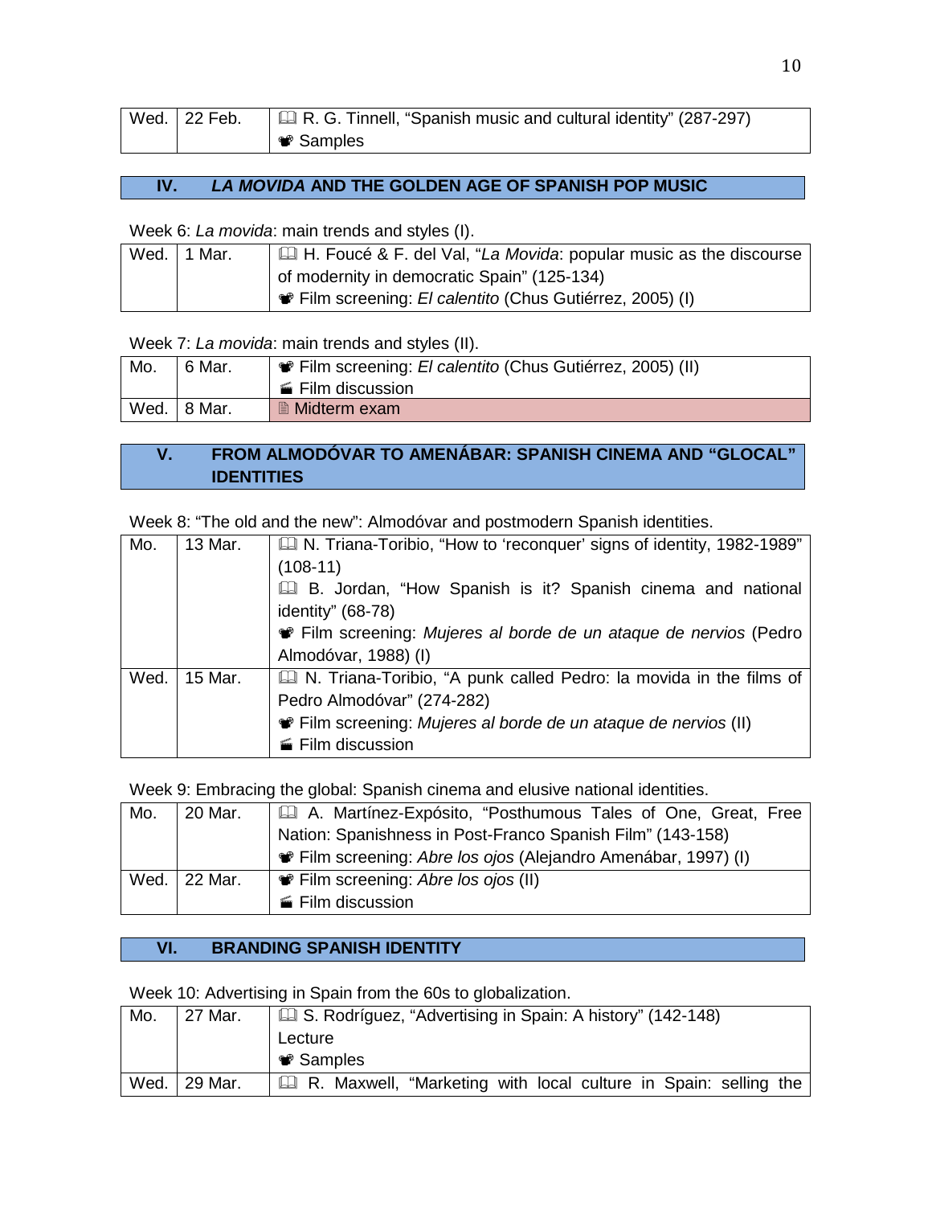| Wed. | 22 Feb. | 🕮 R. G. Tinnell, "Spanish music and cultural identity" (287-297)<br>🎥 Samples |
|---|---|---|

## IV. *LA MOVIDA* AND THE GOLDEN AGE OF SPANISH POP MUSIC

Week 6: *La movida*: main trends and styles (I).

| Wed. | 1 Mar. | 🕮 H. Foucé & F. del Val, "*La Movida*: popular music as the discourse of modernity in democratic Spain" (125-134)<br>🎥 Film screening: *El calentito* (Chus Gutiérrez, 2005) (I) |
|---|---|---|

Week 7: *La movida*: main trends and styles (II).

| Mo. | 6 Mar. | 🎥 Film screening: *El calentito* (Chus Gutiérrez, 2005) (II)<br>🎬 Film discussion |
|---|---|---|
| Wed. | 8 Mar. | 🗎 Midterm exam |

## V. FROM ALMODÓVAR TO AMENÁBAR: SPANISH CINEMA AND "GLOCAL" IDENTITIES

Week 8: "The old and the new": Almodóvar and postmodern Spanish identities.

| Mo. | 13 Mar. | 🕮 N. Triana-Toribio, "How to 'reconquer' signs of identity, 1982-1989" (108-11)<br>🕮 B. Jordan, "How Spanish is it? Spanish cinema and national identity" (68-78)<br>🎥 Film screening: *Mujeres al borde de un ataque de nervios* (Pedro Almodóvar, 1988) (I) |
|---|---|---|
| Wed. | 15 Mar. | 🕮 N. Triana-Toribio, "A punk called Pedro: la movida in the films of Pedro Almodóvar" (274-282)<br>🎥 Film screening: *Mujeres al borde de un ataque de nervios* (II)<br>🎬 Film discussion |

Week 9: Embracing the global: Spanish cinema and elusive national identities.

| Mo. | 20 Mar. | 🕮 A. Martínez-Expósito, "Posthumous Tales of One, Great, Free Nation: Spanishness in Post-Franco Spanish Film" (143-158)<br>🎥 Film screening: *Abre los ojos* (Alejandro Amenábar, 1997) (I) |
|---|---|---|
| Wed. | 22 Mar. | 🎥 Film screening: *Abre los ojos* (II)<br>🎬 Film discussion |

## VI. BRANDING SPANISH IDENTITY

Week 10: Advertising in Spain from the 60s to globalization.

| Mo. | 27 Mar. | 🕮 S. Rodríguez, "Advertising in Spain: A history" (142-148)<br>Lecture<br>🎥 Samples |
|---|---|---|
| Wed. | 29 Mar. | 🕮 R. Maxwell, "Marketing with local culture in Spain: selling the |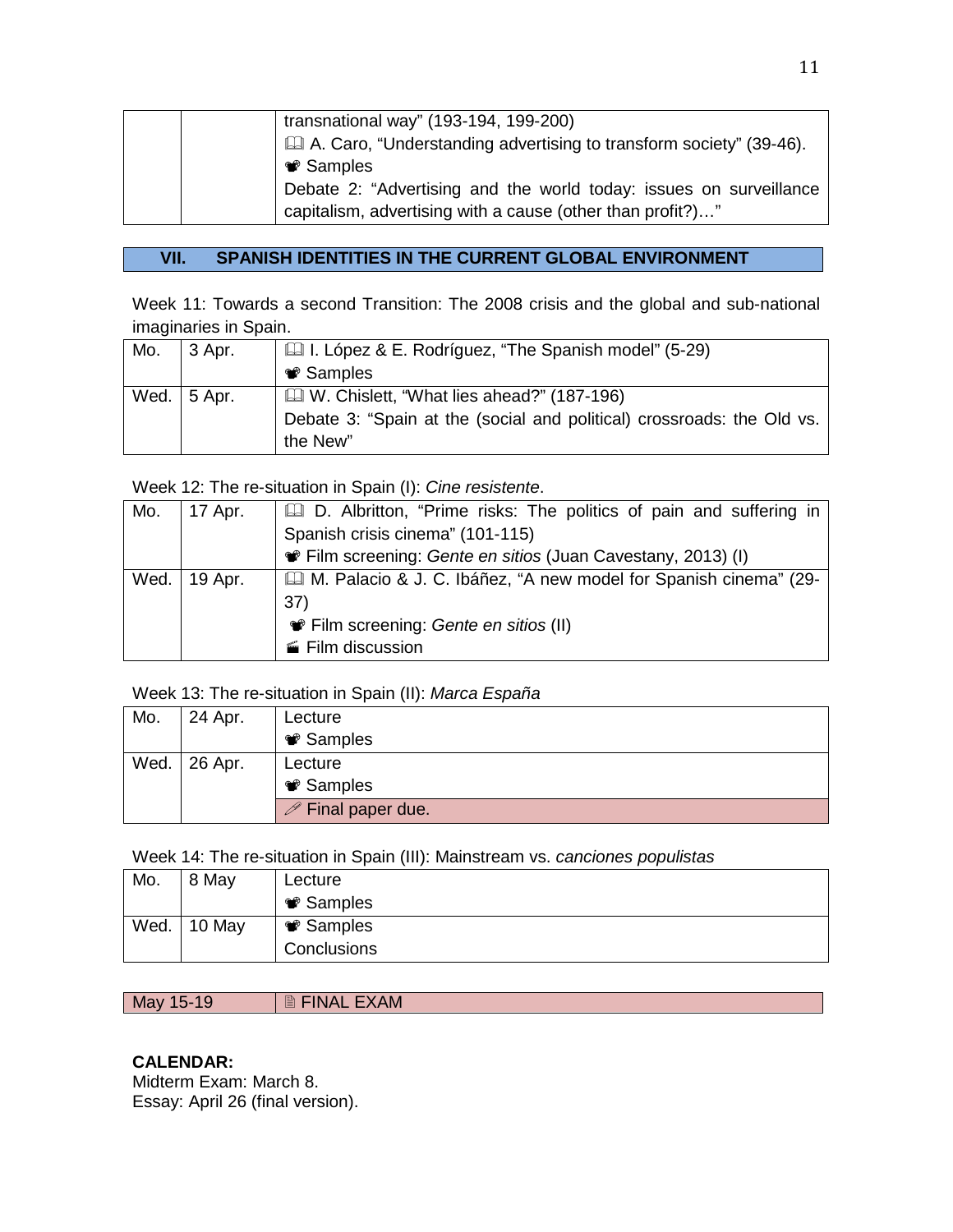| | | transnational way" (193-194, 199-200)<br>📖 A. Caro, "Understanding advertising to transform society" (39-46).<br>📽 Samples<br>Debate 2: "Advertising and the world today: issues on surveillance capitalism, advertising with a cause (other than profit?)…" |
|---|---|---|

## VII. SPANISH IDENTITIES IN THE CURRENT GLOBAL ENVIRONMENT

Week 11: Towards a second Transition: The 2008 crisis and the global and sub-national imaginaries in Spain.

| | | |
|---|---|---|
| Mo. | 3 Apr. | 📖 I. López & E. Rodríguez, "The Spanish model" (5-29)<br>📽 Samples |
| Wed. | 5 Apr. | 📖 W. Chislett, "What lies ahead?" (187-196)<br>Debate 3: "Spain at the (social and political) crossroads: the Old vs. the New" |

Week 12: The re-situation in Spain (I): *Cine resistente*.

| | | |
|---|---|---|
| Mo. | 17 Apr. | 📖 D. Albritton, "Prime risks: The politics of pain and suffering in Spanish crisis cinema" (101-115)<br>📽 Film screening: *Gente en sitios* (Juan Cavestany, 2013) (I) |
| Wed. | 19 Apr. | 📖 M. Palacio & J. C. Ibáñez, "A new model for Spanish cinema" (29-37)<br>📽 Film screening: *Gente en sitios* (II)<br>🎬 Film discussion |

Week 13: The re-situation in Spain (II): *Marca España*

| | | |
|---|---|---|
| Mo. | 24 Apr. | Lecture<br>📽 Samples |
| Wed. | 26 Apr. | Lecture<br>📽 Samples<br>✏ Final paper due. |

Week 14: The re-situation in Spain (III): Mainstream vs. *canciones populistas*

| | | |
|---|---|---|
| Mo. | 8 May | Lecture<br>📽 Samples |
| Wed. | 10 May | 📽 Samples<br>Conclusions |

| May 15-19 | 🗎 FINAL EXAM |
|---|---|

**CALENDAR:**
Midterm Exam: March 8.
Essay: April 26 (final version).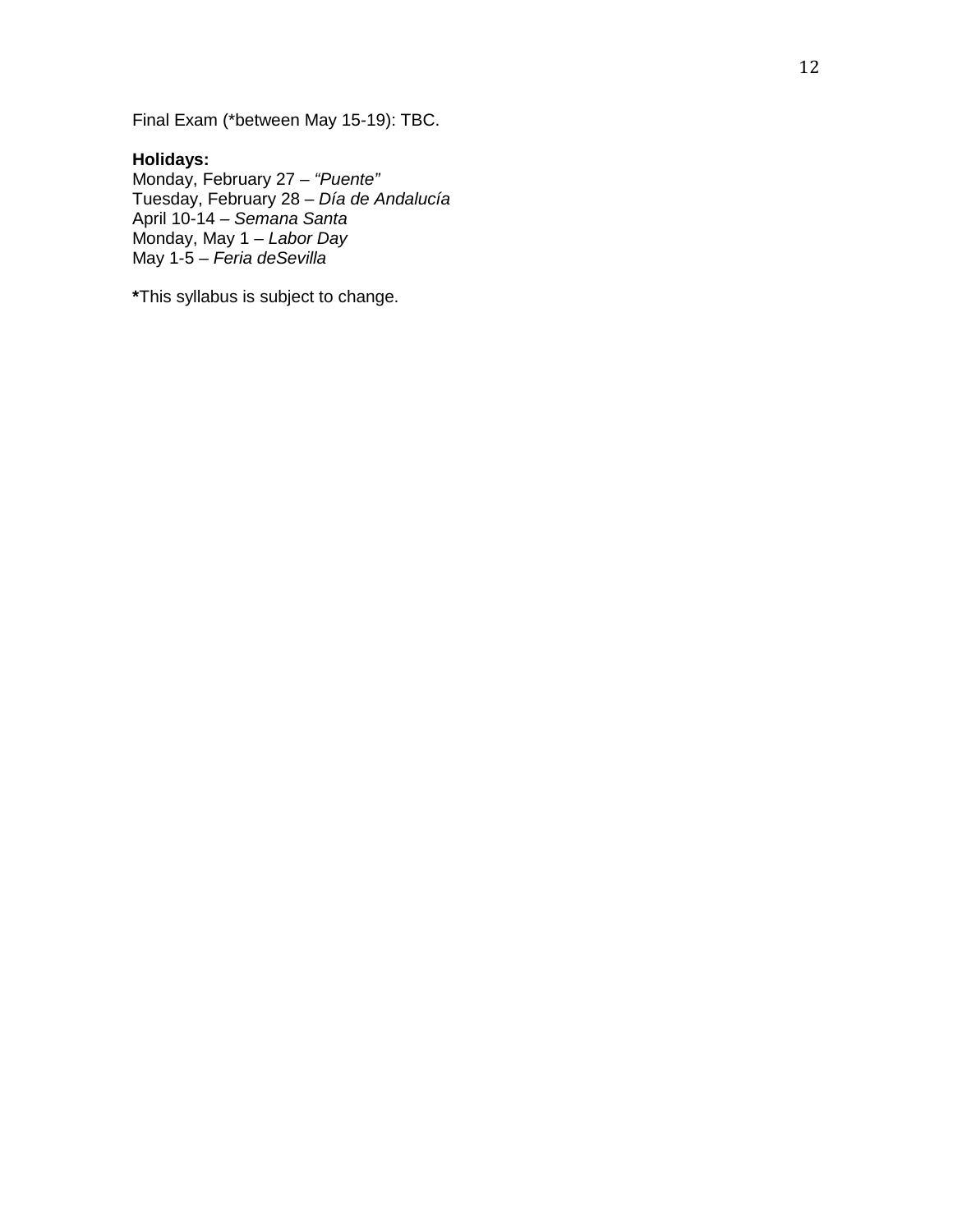Final Exam (*between May 15-19): TBC.

**Holidays:**
Monday, February 27 – *"Puente"*
Tuesday, February 28 – *Día de Andalucía*
April 10-14 – *Semana Santa*
Monday, May 1 – *Labor Day*
May 1-5 – *Feria deSevilla*

**\***This syllabus is subject to change.